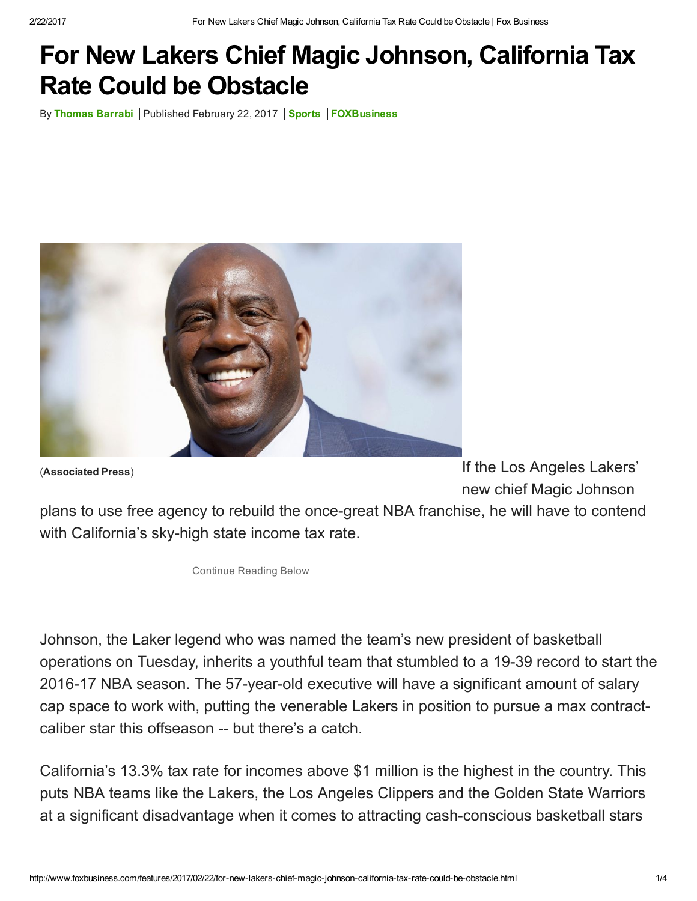# For New Lakers Chief Magic Johnson, California Tax Rate Could be Obstacle

By **Thomas Barrabi** | Published February 22, 2017 | **Sports** | **FOXBusiness**

(**Associated Press**)

If the Los Angeles Lakers' new chief Magic Johnson plans to use free agency to rebuild the once-great NBA franchise, he will have to contend with California's sky-high state income tax rate.

Johnson, the Laker legend who was named the team's new president of basketball operations on Tuesday, inherits a youthful team that stumbled to a 19-39 record to start the 2016-17 NBA season. The 57-year-old executive will have a significant amount of salary cap space to work with, putting the venerable Lakers in position to pursue a max contract-caliber star this offseason -- but there's a catch.

California's 13.3% tax rate for incomes above $1 million is the highest in the country. This puts NBA teams like the Lakers, the Los Angeles Clippers and the Golden State Warriors at a significant disadvantage when it comes to attracting cash-conscious basketball stars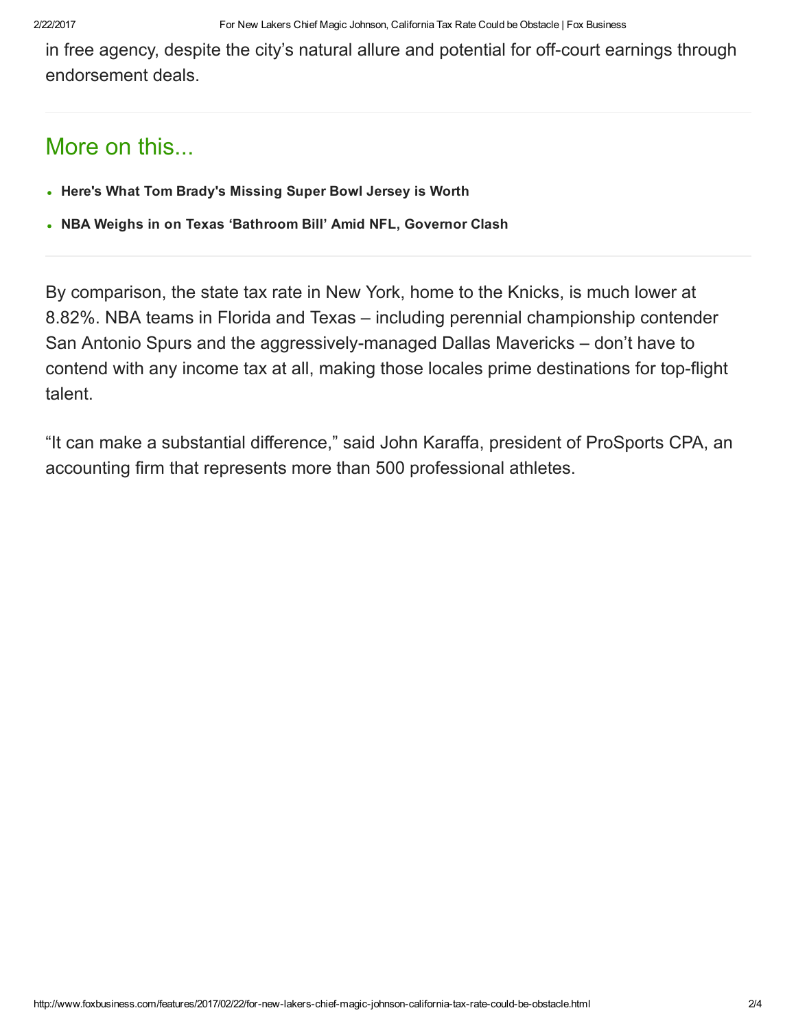in free agency, despite the city’s natural allure and potential for off-court earnings through endorsement deals.

## More on this...

- **Here's What Tom Brady's Missing Super Bowl Jersey is Worth**
- **NBA Weighs in on Texas ‘Bathroom Bill’ Amid NFL, Governor Clash**

By comparison, the state tax rate in New York, home to the Knicks, is much lower at 8.82%. NBA teams in Florida and Texas – including perennial championship contender San Antonio Spurs and the aggressively-managed Dallas Mavericks – don’t have to contend with any income tax at all, making those locales prime destinations for top-flight talent.

“It can make a substantial difference,” said John Karaffa, president of ProSports CPA, an accounting firm that represents more than 500 professional athletes.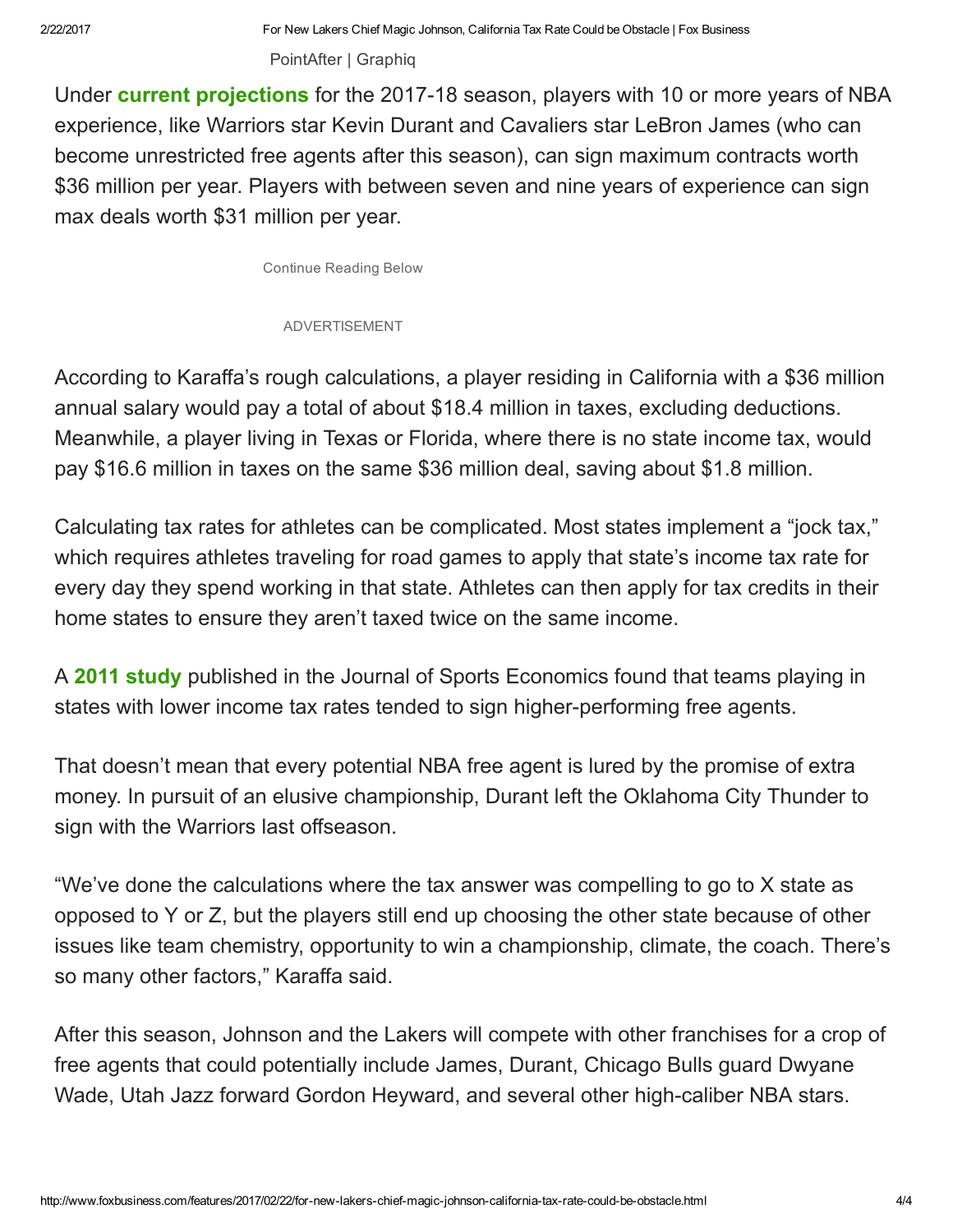PointAfter | Graphiq

Under **current projections** for the 2017-18 season, players with 10 or more years of NBA experience, like Warriors star Kevin Durant and Cavaliers star LeBron James (who can become unrestricted free agents after this season), can sign maximum contracts worth $36 million per year. Players with between seven and nine years of experience can sign max deals worth $31 million per year.

Continue Reading Below

ADVERTISEMENT

According to Karaffa's rough calculations, a player residing in California with a $36 million annual salary would pay a total of about $18.4 million in taxes, excluding deductions. Meanwhile, a player living in Texas or Florida, where there is no state income tax, would pay $16.6 million in taxes on the same $36 million deal, saving about $1.8 million.

Calculating tax rates for athletes can be complicated. Most states implement a "jock tax," which requires athletes traveling for road games to apply that state's income tax rate for every day they spend working in that state. Athletes can then apply for tax credits in their home states to ensure they aren't taxed twice on the same income.

A **2011 study** published in the Journal of Sports Economics found that teams playing in states with lower income tax rates tended to sign higher-performing free agents.

That doesn't mean that every potential NBA free agent is lured by the promise of extra money. In pursuit of an elusive championship, Durant left the Oklahoma City Thunder to sign with the Warriors last offseason.

"We've done the calculations where the tax answer was compelling to go to X state as opposed to Y or Z, but the players still end up choosing the other state because of other issues like team chemistry, opportunity to win a championship, climate, the coach. There's so many other factors," Karaffa said.

After this season, Johnson and the Lakers will compete with other franchises for a crop of free agents that could potentially include James, Durant, Chicago Bulls guard Dwyane Wade, Utah Jazz forward Gordon Heyward, and several other high-caliber NBA stars.